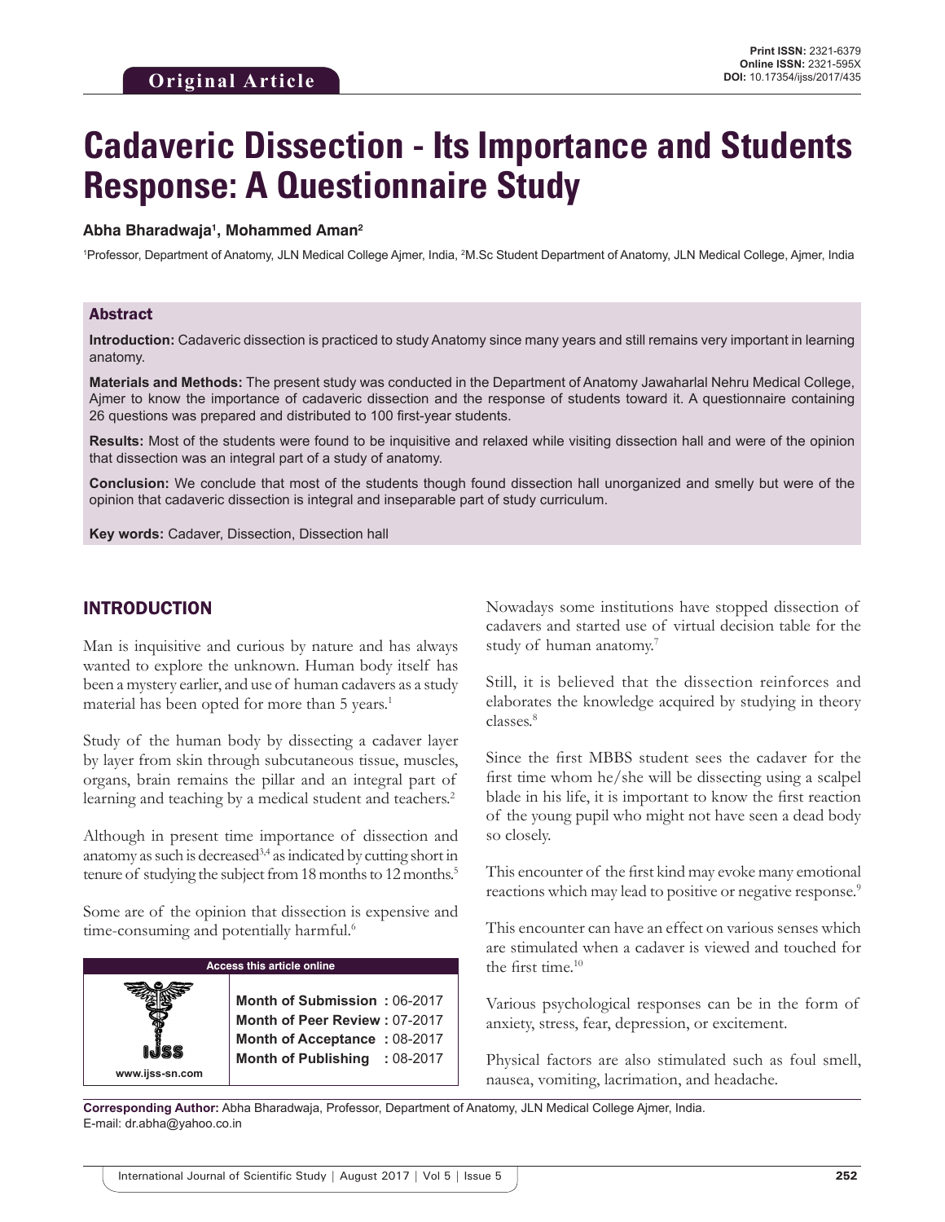Original Article

Print ISSN: 2321-6379
Online ISSN: 2321-595X
DOI: 10.17354/ijss/2017/435

# Cadaveric Dissection - Its Importance and Students Response: A Questionnaire Study

**Abha Bharadwaja[1], Mohammed Aman[2]**

[1]Professor, Department of Anatomy, JLN Medical College Ajmer, India, [2]M.Sc Student Department of Anatomy, JLN Medical College, Ajmer, India

## Abstract

**Introduction:** Cadaveric dissection is practiced to study Anatomy since many years and still remains very important in learning anatomy.

**Materials and Methods:** The present study was conducted in the Department of Anatomy Jawaharlal Nehru Medical College, Ajmer to know the importance of cadaveric dissection and the response of students toward it. A questionnaire containing 26 questions was prepared and distributed to 100 first-year students.

**Results:** Most of the students were found to be inquisitive and relaxed while visiting dissection hall and were of the opinion that dissection was an integral part of a study of anatomy.

**Conclusion:** We conclude that most of the students though found dissection hall unorganized and smelly but were of the opinion that cadaveric dissection is integral and inseparable part of study curriculum.

**Key words:** Cadaver, Dissection, Dissection hall

## INTRODUCTION

Man is inquisitive and curious by nature and has always wanted to explore the unknown. Human body itself has been a mystery earlier, and use of human cadavers as a study material has been opted for more than 5 years.[1]

Study of the human body by dissecting a cadaver layer by layer from skin through subcutaneous tissue, muscles, organs, brain remains the pillar and an integral part of learning and teaching by a medical student and teachers.[2]

Although in present time importance of dissection and anatomy as such is decreased[3,4] as indicated by cutting short in tenure of studying the subject from 18 months to 12 months.[5]

Some are of the opinion that dissection is expensive and time-consuming and potentially harmful.[6]

| Access this article online | |
|---|---|
| www.ijss-sn.com | Month of Submission : 06-2017<br>Month of Peer Review : 07-2017<br>Month of Acceptance : 08-2017<br>Month of Publishing : 08-2017 |

Nowadays some institutions have stopped dissection of cadavers and started use of virtual decision table for the study of human anatomy.[7]

Still, it is believed that the dissection reinforces and elaborates the knowledge acquired by studying in theory classes.[8]

Since the first MBBS student sees the cadaver for the first time whom he/she will be dissecting using a scalpel blade in his life, it is important to know the first reaction of the young pupil who might not have seen a dead body so closely.

This encounter of the first kind may evoke many emotional reactions which may lead to positive or negative response.[9]

This encounter can have an effect on various senses which are stimulated when a cadaver is viewed and touched for the first time.[10]

Various psychological responses can be in the form of anxiety, stress, fear, depression, or excitement.

Physical factors are also stimulated such as foul smell, nausea, vomiting, lacrimation, and headache.

**Corresponding Author:** Abha Bharadwaja, Professor, Department of Anatomy, JLN Medical College Ajmer, India. E-mail: dr.abha@yahoo.co.in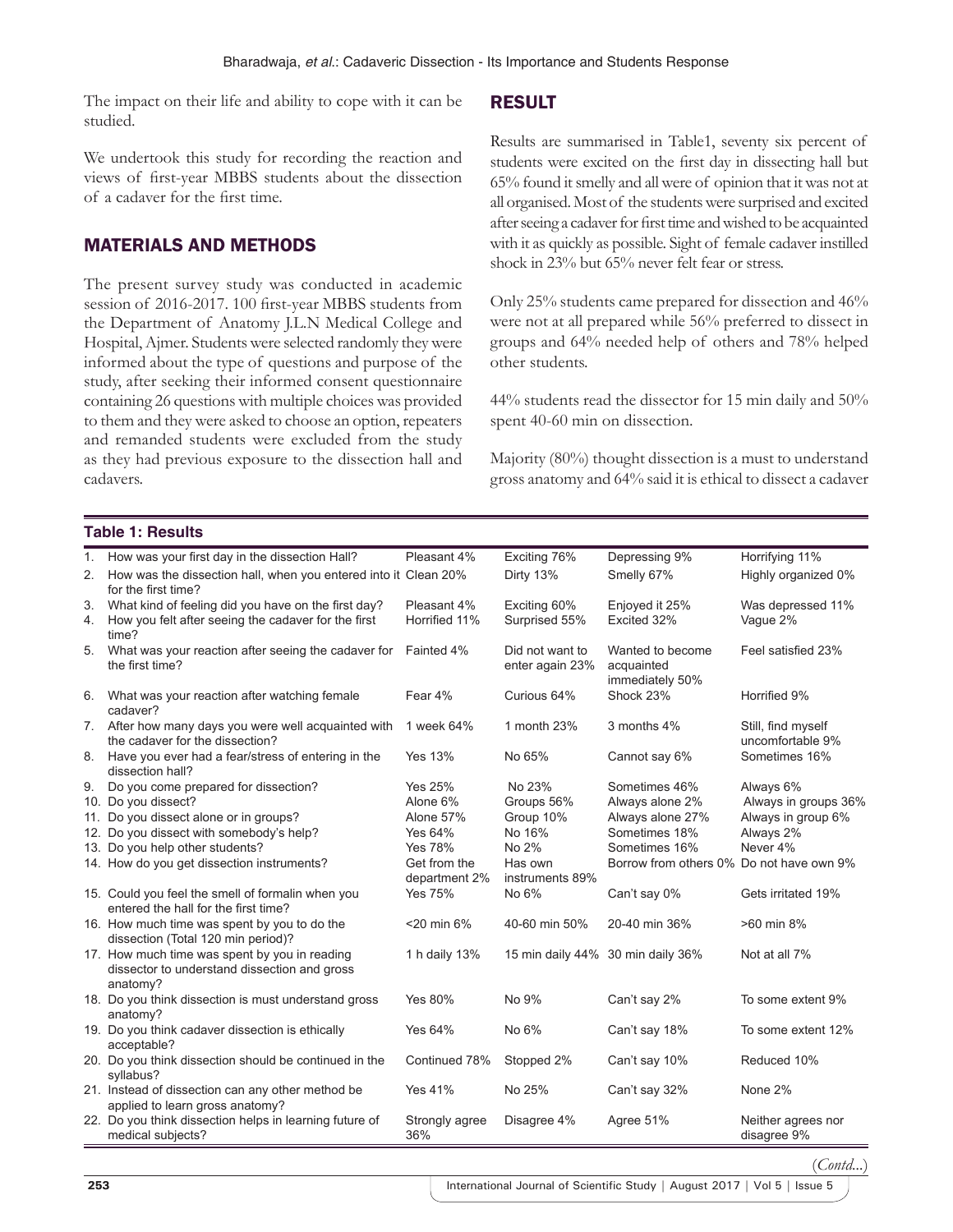The impact on their life and ability to cope with it can be studied.

We undertook this study for recording the reaction and views of first-year MBBS students about the dissection of a cadaver for the first time.

## MATERIALS AND METHODS

The present survey study was conducted in academic session of 2016-2017. 100 first-year MBBS students from the Department of Anatomy J.L.N Medical College and Hospital, Ajmer. Students were selected randomly they were informed about the type of questions and purpose of the study, after seeking their informed consent questionnaire containing 26 questions with multiple choices was provided to them and they were asked to choose an option, repeaters and remanded students were excluded from the study as they had previous exposure to the dissection hall and cadavers.

## RESULT

Results are summarised in Table1, seventy six percent of students were excited on the first day in dissecting hall but 65% found it smelly and all were of opinion that it was not at all organised. Most of the students were surprised and excited after seeing a cadaver for first time and wished to be acquainted with it as quickly as possible. Sight of female cadaver instilled shock in 23% but 65% never felt fear or stress.

Only 25% students came prepared for dissection and 46% were not at all prepared while 56% preferred to dissect in groups and 64% needed help of others and 78% helped other students.

44% students read the dissector for 15 min daily and 50% spent 40-60 min on dissection.

Majority (80%) thought dissection is a must to understand gross anatomy and 64% said it is ethical to dissect a cadaver

**Table 1: Results**

| | | | | |
|---|---|---|---|---|
| 1. How was your first day in the dissection Hall? | Pleasant 4% | Exciting 76% | Depressing 9% | Horrifying 11% |
| 2. How was the dissection hall, when you entered into it for the first time? | Clean 20% | Dirty 13% | Smelly 67% | Highly organized 0% |
| 3. What kind of feeling did you have on the first day? | Pleasant 4% | Exciting 60% | Enjoyed it 25% | Was depressed 11% |
| 4. How you felt after seeing the cadaver for the first time? | Horrified 11% | Surprised 55% | Excited 32% | Vague 2% |
| 5. What was your reaction after seeing the cadaver for the first time? | Fainted 4% | Did not want to enter again 23% | Wanted to become acquainted immediately 50% | Feel satisfied 23% |
| 6. What was your reaction after watching female cadaver? | Fear 4% | Curious 64% | Shock 23% | Horrified 9% |
| 7. After how many days you were well acquainted with the cadaver for the dissection? | 1 week 64% | 1 month 23% | 3 months 4% | Still, find myself uncomfortable 9% |
| 8. Have you ever had a fear/stress of entering in the dissection hall? | Yes 13% | No 65% | Cannot say 6% | Sometimes 16% |
| 9. Do you come prepared for dissection? | Yes 25% | No 23% | Sometimes 46% | Always 6% |
| 10. Do you dissect? | Alone 6% | Groups 56% | Always alone 2% | Always in groups 36% |
| 11. Do you dissect alone or in groups? | Alone 57% | Group 10% | Always alone 27% | Always in group 6% |
| 12. Do you dissect with somebody's help? | Yes 64% | No 16% | Sometimes 18% | Always 2% |
| 13. Do you help other students? | Yes 78% | No 2% | Sometimes 16% | Never 4% |
| 14. How do you get dissection instruments? | Get from the department 2% | Has own instruments 89% | Borrow from others 0% | Do not have own 9% |
| 15. Could you feel the smell of formalin when you entered the hall for the first time? | Yes 75% | No 6% | Can't say 0% | Gets irritated 19% |
| 16. How much time was spent by you to do the dissection (Total 120 min period)? | <20 min 6% | 40-60 min 50% | 20-40 min 36% | >60 min 8% |
| 17. How much time was spent by you in reading dissector to understand dissection and gross anatomy? | 1 h daily 13% | 15 min daily 44% | 30 min daily 36% | Not at all 7% |
| 18. Do you think dissection is must understand gross anatomy? | Yes 80% | No 9% | Can't say 2% | To some extent 9% |
| 19. Do you think cadaver dissection is ethically acceptable? | Yes 64% | No 6% | Can't say 18% | To some extent 12% |
| 20. Do you think dissection should be continued in the syllabus? | Continued 78% | Stopped 2% | Can't say 10% | Reduced 10% |
| 21. Instead of dissection can any other method be applied to learn gross anatomy? | Yes 41% | No 25% | Can't say 32% | None 2% |
| 22. Do you think dissection helps in learning future of medical subjects? | Strongly agree 36% | Disagree 4% | Agree 51% | Neither agrees nor disagree 9% |

(*Contd*...)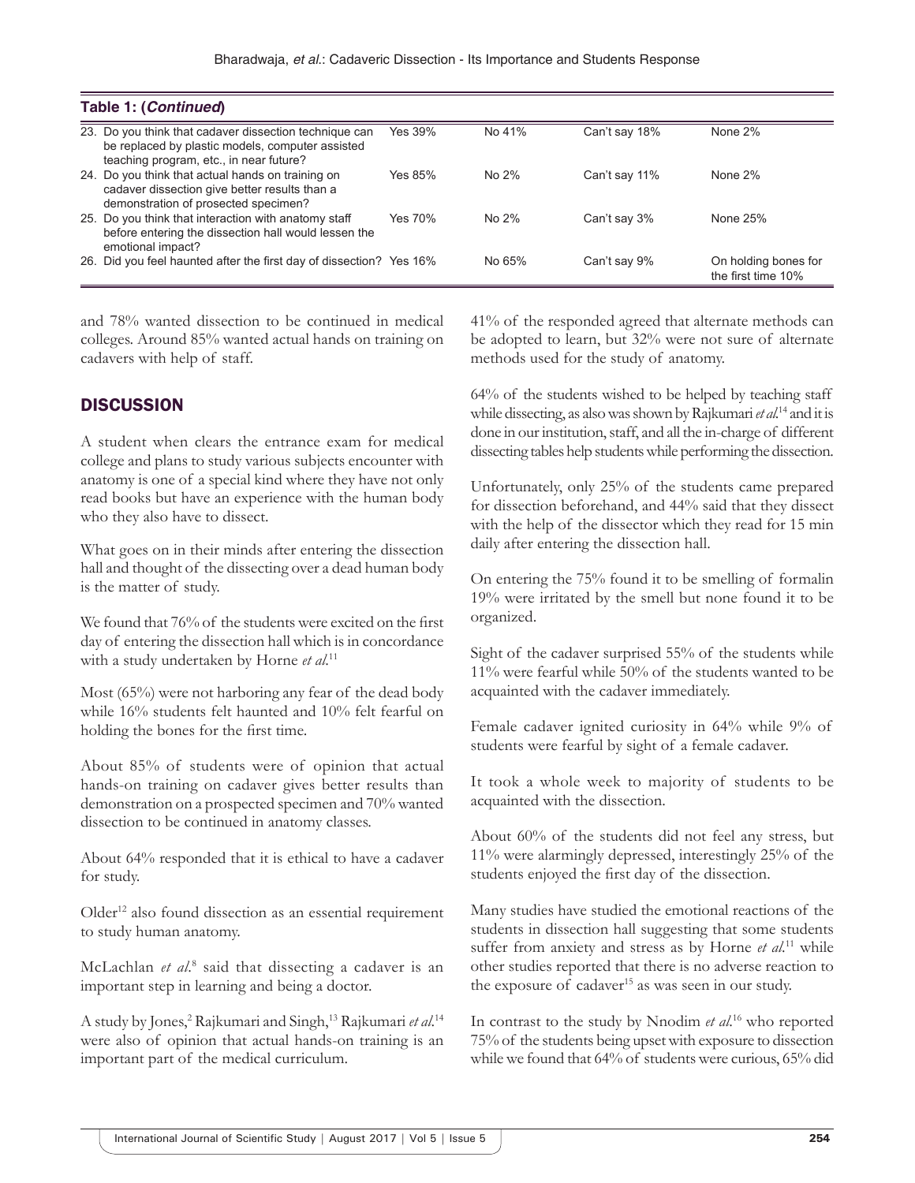**Table 1: (*Continued*)**

| | | | | |
|---|---|---|---|---|
| 23. Do you think that cadaver dissection technique can be replaced by plastic models, computer assisted teaching program, etc., in near future? | Yes 39% | No 41% | Can't say 18% | None 2% |
| 24. Do you think that actual hands on training on cadaver dissection give better results than a demonstration of prosected specimen? | Yes 85% | No 2% | Can't say 11% | None 2% |
| 25. Do you think that interaction with anatomy staff before entering the dissection hall would lessen the emotional impact? | Yes 70% | No 2% | Can't say 3% | None 25% |
| 26. Did you feel haunted after the first day of dissection? | Yes 16% | No 65% | Can't say 9% | On holding bones for the first time 10% |

and 78% wanted dissection to be continued in medical colleges. Around 85% wanted actual hands on training on cadavers with help of staff.

## DISCUSSION

A student when clears the entrance exam for medical college and plans to study various subjects encounter with anatomy is one of a special kind where they have not only read books but have an experience with the human body who they also have to dissect.

What goes on in their minds after entering the dissection hall and thought of the dissecting over a dead human body is the matter of study.

We found that 76% of the students were excited on the first day of entering the dissection hall which is in concordance with a study undertaken by Horne *et al*.[11]

Most (65%) were not harboring any fear of the dead body while 16% students felt haunted and 10% felt fearful on holding the bones for the first time.

About 85% of students were of opinion that actual hands-on training on cadaver gives better results than demonstration on a prospected specimen and 70% wanted dissection to be continued in anatomy classes.

About 64% responded that it is ethical to have a cadaver for study.

Older[12] also found dissection as an essential requirement to study human anatomy.

McLachlan *et al*.[8] said that dissecting a cadaver is an important step in learning and being a doctor.

A study by Jones,[2] Rajkumari and Singh,[13] Rajkumari *et al*.[14] were also of opinion that actual hands-on training is an important part of the medical curriculum.

41% of the responded agreed that alternate methods can be adopted to learn, but 32% were not sure of alternate methods used for the study of anatomy.

64% of the students wished to be helped by teaching staff while dissecting, as also was shown by Rajkumari *et al*.[14] and it is done in our institution, staff, and all the in-charge of different dissecting tables help students while performing the dissection.

Unfortunately, only 25% of the students came prepared for dissection beforehand, and 44% said that they dissect with the help of the dissector which they read for 15 min daily after entering the dissection hall.

On entering the 75% found it to be smelling of formalin 19% were irritated by the smell but none found it to be organized.

Sight of the cadaver surprised 55% of the students while 11% were fearful while 50% of the students wanted to be acquainted with the cadaver immediately.

Female cadaver ignited curiosity in 64% while 9% of students were fearful by sight of a female cadaver.

It took a whole week to majority of students to be acquainted with the dissection.

About 60% of the students did not feel any stress, but 11% were alarmingly depressed, interestingly 25% of the students enjoyed the first day of the dissection.

Many studies have studied the emotional reactions of the students in dissection hall suggesting that some students suffer from anxiety and stress as by Horne *et al*.[11] while other studies reported that there is no adverse reaction to the exposure of cadaver[15] as was seen in our study.

In contrast to the study by Nnodim *et al*.[16] who reported 75% of the students being upset with exposure to dissection while we found that 64% of students were curious, 65% did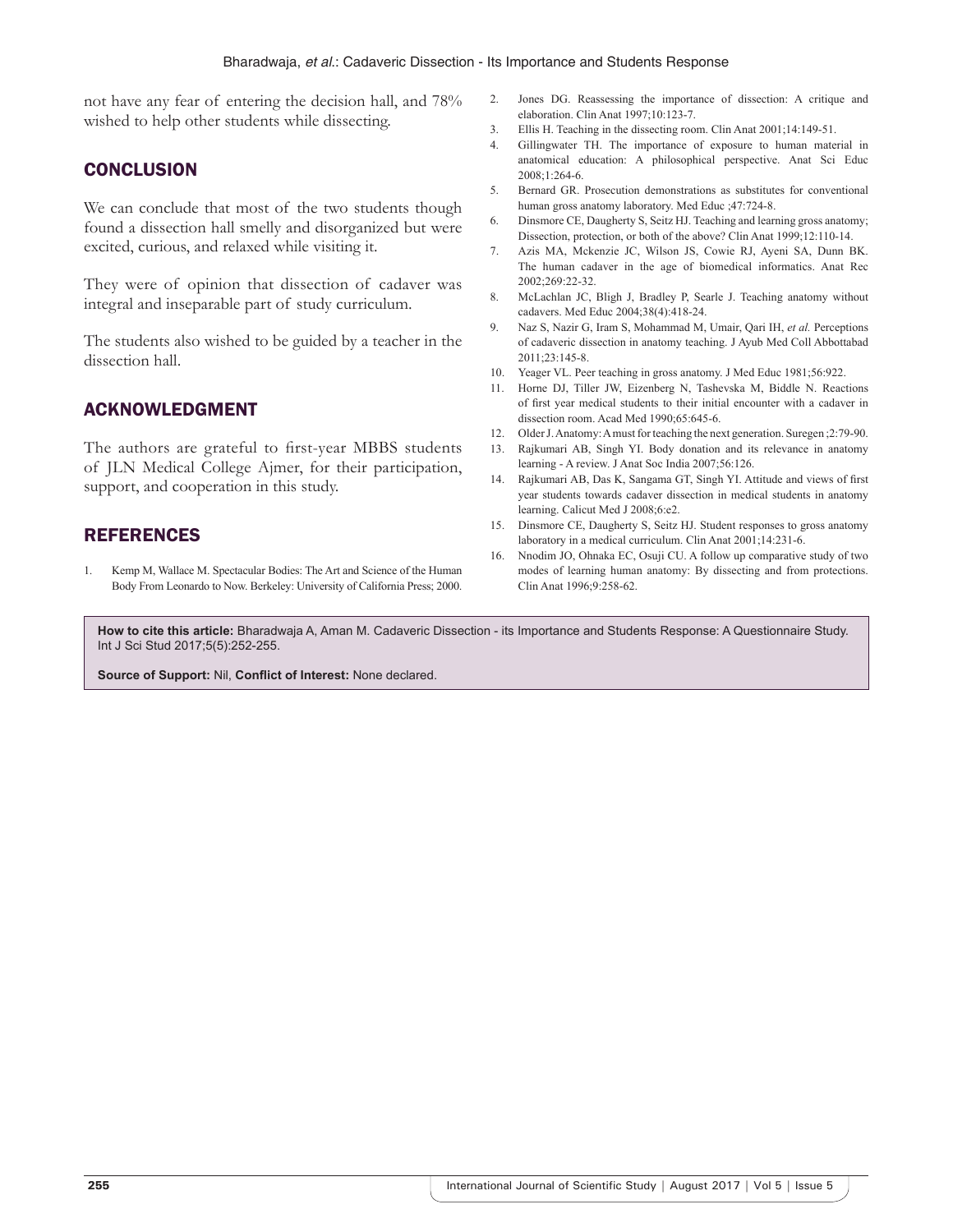not have any fear of entering the decision hall, and 78% wished to help other students while dissecting.

## CONCLUSION

We can conclude that most of the two students though found a dissection hall smelly and disorganized but were excited, curious, and relaxed while visiting it.

They were of opinion that dissection of cadaver was integral and inseparable part of study curriculum.

The students also wished to be guided by a teacher in the dissection hall.

## ACKNOWLEDGMENT

The authors are grateful to first-year MBBS students of JLN Medical College Ajmer, for their participation, support, and cooperation in this study.

## REFERENCES

1. Kemp M, Wallace M. Spectacular Bodies: The Art and Science of the Human Body From Leonardo to Now. Berkeley: University of California Press; 2000.
2. Jones DG. Reassessing the importance of dissection: A critique and elaboration. Clin Anat 1997;10:123-7.
3. Ellis H. Teaching in the dissecting room. Clin Anat 2001;14:149-51.
4. Gillingwater TH. The importance of exposure to human material in anatomical education: A philosophical perspective. Anat Sci Educ 2008;1:264-6.
5. Bernard GR. Prosecution demonstrations as substitutes for conventional human gross anatomy laboratory. Med Educ ;47:724-8.
6. Dinsmore CE, Daugherty S, Seitz HJ. Teaching and learning gross anatomy; Dissection, protection, or both of the above? Clin Anat 1999;12:110-14.
7. Azis MA, Mckenzie JC, Wilson JS, Cowie RJ, Ayeni SA, Dunn BK. The human cadaver in the age of biomedical informatics. Anat Rec 2002;269:22-32.
8. McLachlan JC, Bligh J, Bradley P, Searle J. Teaching anatomy without cadavers. Med Educ 2004;38(4):418-24.
9. Naz S, Nazir G, Iram S, Mohammad M, Umair, Qari IH, *et al.* Perceptions of cadaveric dissection in anatomy teaching. J Ayub Med Coll Abbottabad 2011;23:145-8.
10. Yeager VL. Peer teaching in gross anatomy. J Med Educ 1981;56:922.
11. Horne DJ, Tiller JW, Eizenberg N, Tashevska M, Biddle N. Reactions of first year medical students to their initial encounter with a cadaver in dissection room. Acad Med 1990;65:645-6.
12. Older J. Anatomy: A must for teaching the next generation. Suregen ;2:79-90.
13. Rajkumari AB, Singh YI. Body donation and its relevance in anatomy learning - A review. J Anat Soc India 2007;56:126.
14. Rajkumari AB, Das K, Sangama GT, Singh YI. Attitude and views of first year students towards cadaver dissection in medical students in anatomy learning. Calicut Med J 2008;6:e2.
15. Dinsmore CE, Daugherty S, Seitz HJ. Student responses to gross anatomy laboratory in a medical curriculum. Clin Anat 2001;14:231-6.
16. Nnodim JO, Ohnaka EC, Osuji CU. A follow up comparative study of two modes of learning human anatomy: By dissecting and from protections. Clin Anat 1996;9:258-62.

**How to cite this article:** Bharadwaja A, Aman M. Cadaveric Dissection - its Importance and Students Response: A Questionnaire Study. Int J Sci Stud 2017;5(5):252-255.

**Source of Support:** Nil, **Conflict of Interest:** None declared.